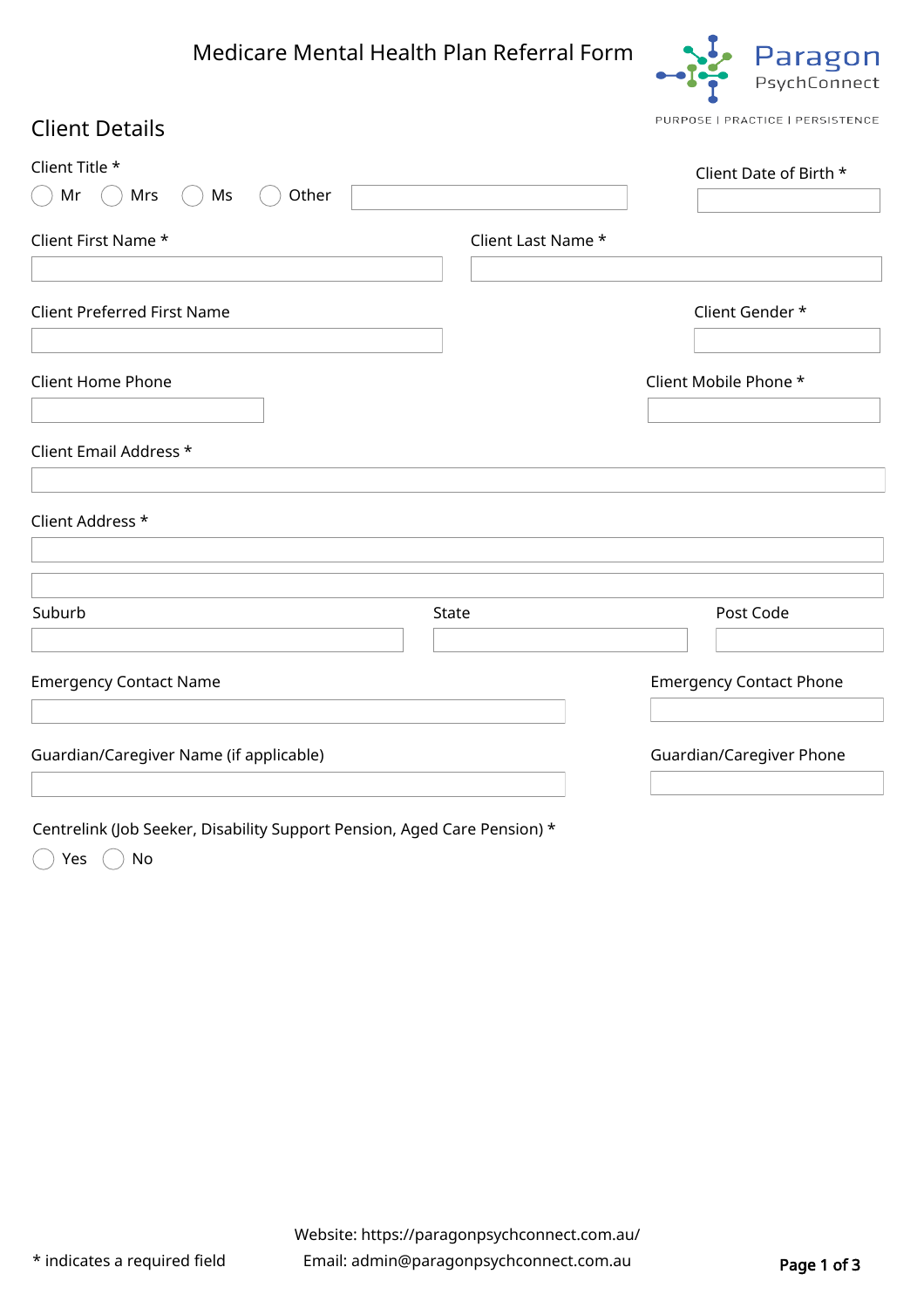# Medicare Mental Health Plan Referral Form

Paragon PsychConnect

PURPOSE | PRACTICE | PERSISTENCE

## Client Details

Client Title *

◯ Mr ◯ Mrs ◯ Ms ◯ Other \_\_\_\_\_\_\_\_\_\_

Client Date of Birth *

Client First Name *

Client Last Name *

Client Preferred First Name

Client Gender *

Client Home Phone

Client Mobile Phone *

Client Email Address *

Client Address *

Suburb

State

Post Code

Emergency Contact Name

Emergency Contact Phone

Guardian/Caregiver Name (if applicable)

Guardian/Caregiver Phone

Centrelink (Job Seeker, Disability Support Pension, Aged Care Pension) *

◯ Yes ◯ No

* indicates a required field

Website: https://paragonpsychconnect.com.au/

Email: admin@paragonpsychconnect.com.au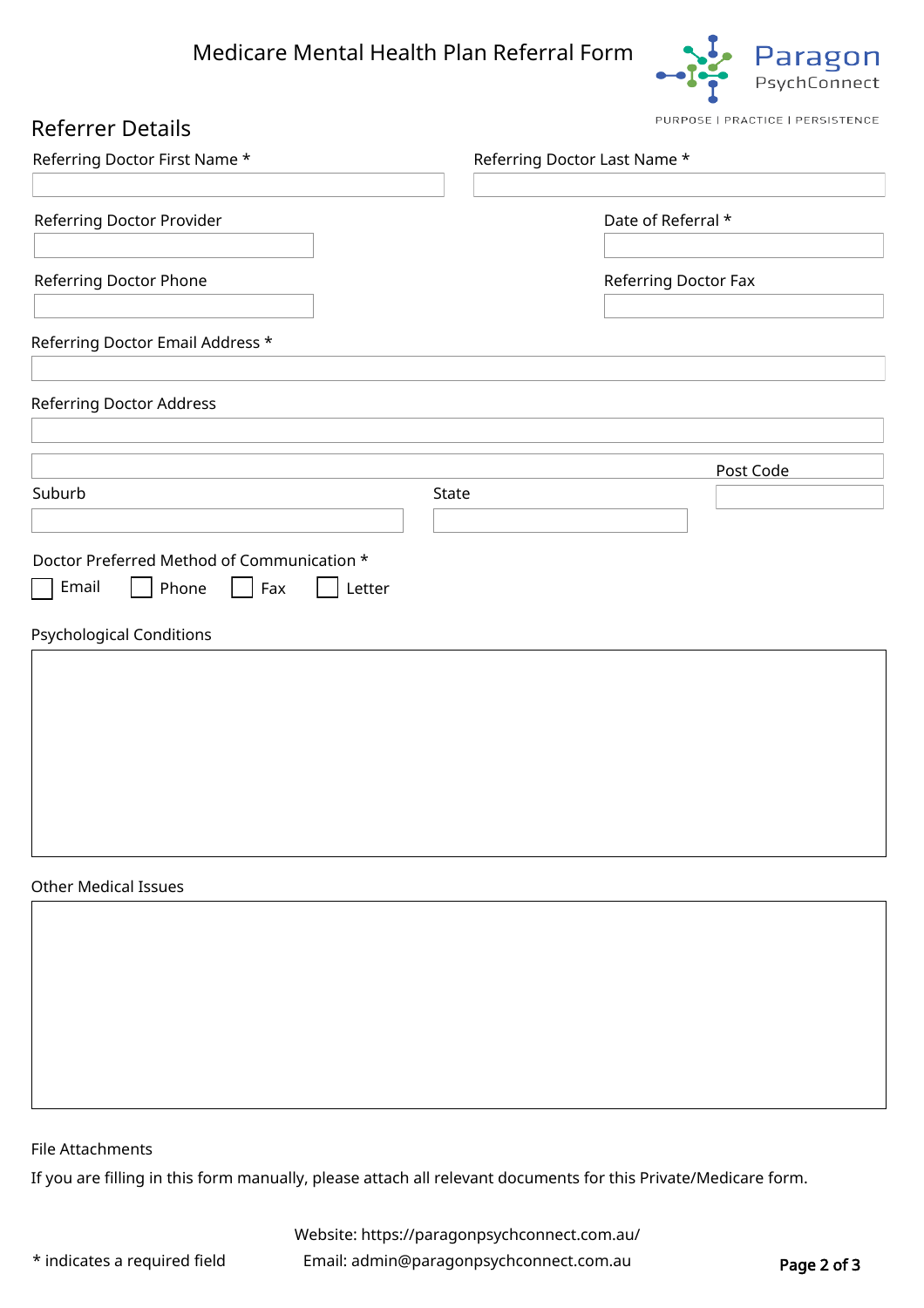Medicare Mental Health Plan Referral Form

Paragon PsychConnect

PURPOSE | PRACTICE | PERSISTENCE

## Referrer Details

Referring Doctor First Name *

Referring Doctor Last Name *

Referring Doctor Provider

Date of Referral *

Referring Doctor Phone

Referring Doctor Fax

Referring Doctor Email Address *

Referring Doctor Address

Suburb

State

Post Code

Doctor Preferred Method of Communication *

☐ Email ☐ Phone ☐ Fax ☐ Letter

Psychological Conditions

Other Medical Issues

File Attachments

If you are filling in this form manually, please attach all relevant documents for this Private/Medicare form.

* indicates a required field

Website: https://paragonpsychconnect.com.au/

Email: admin@paragonpsychconnect.com.au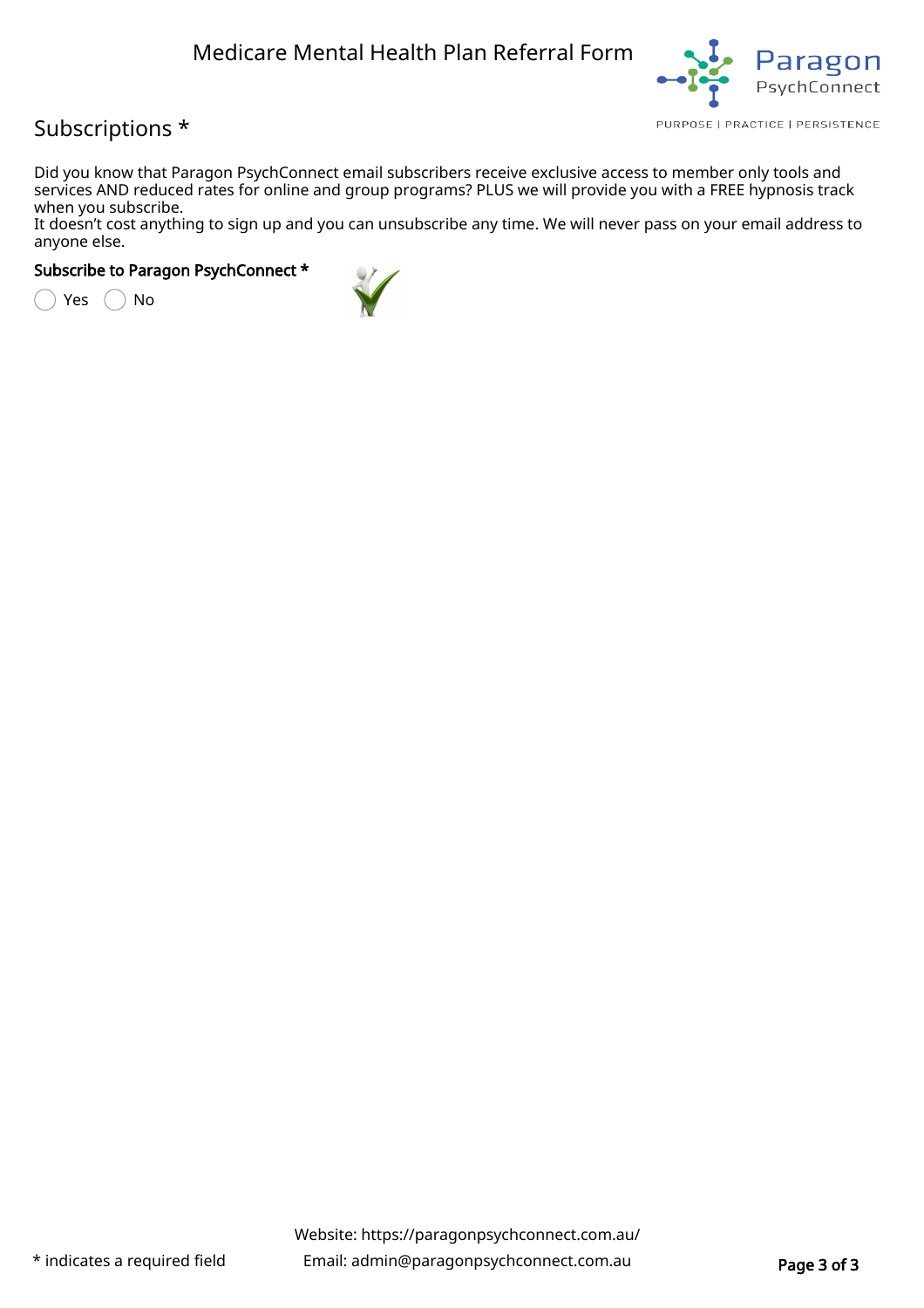## Subscriptions *

Did you know that Paragon PsychConnect email subscribers receive exclusive access to member only tools and services AND reduced rates for online and group programs? PLUS we will provide you with a FREE hypnosis track when you subscribe.
It doesn't cost anything to sign up and you can unsubscribe any time. We will never pass on your email address to anyone else.

**Subscribe to Paragon PsychConnect ***

◯ Yes ◯ No

* indicates a required field

Website: https://paragonpsychconnect.com.au/
Email: admin@paragonpsychconnect.com.au